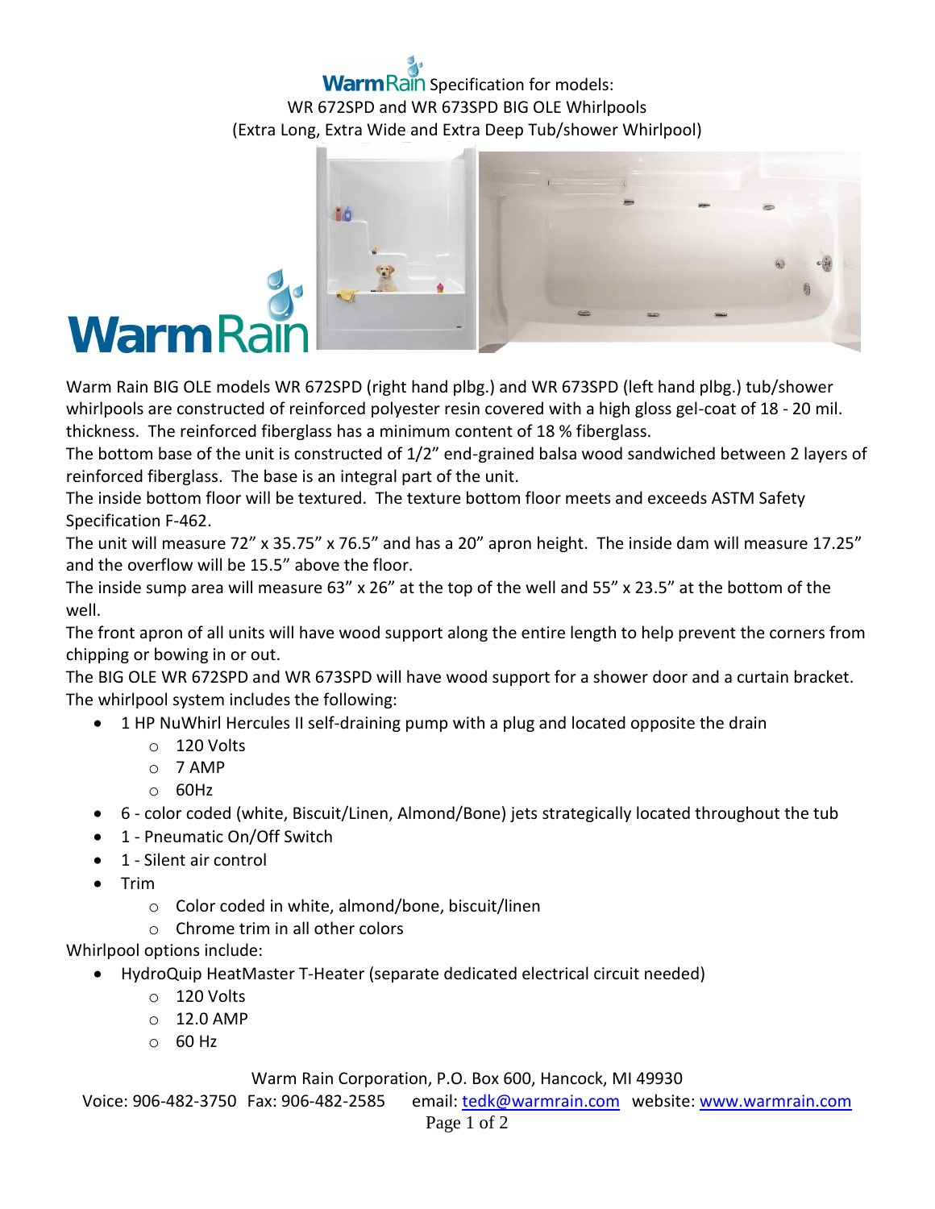# WarmRain Specification for models: WR 672SPD and WR 673SPD BIG OLE Whirlpools

(Extra Long, Extra Wide and Extra Deep Tub/shower Whirlpool)

Warm Rain BIG OLE models WR 672SPD (right hand plbg.) and WR 673SPD (left hand plbg.) tub/shower whirlpools are constructed of reinforced polyester resin covered with a high gloss gel-coat of 18 - 20 mil. thickness. The reinforced fiberglass has a minimum content of 18 % fiberglass.

The bottom base of the unit is constructed of 1/2" end-grained balsa wood sandwiched between 2 layers of reinforced fiberglass. The base is an integral part of the unit.

The inside bottom floor will be textured. The texture bottom floor meets and exceeds ASTM Safety Specification F-462.

The unit will measure 72" x 35.75" x 76.5" and has a 20" apron height. The inside dam will measure 17.25" and the overflow will be 15.5" above the floor.

The inside sump area will measure 63" x 26" at the top of the well and 55" x 23.5" at the bottom of the well.

The front apron of all units will have wood support along the entire length to help prevent the corners from chipping or bowing in or out.

The BIG OLE WR 672SPD and WR 673SPD will have wood support for a shower door and a curtain bracket.

The whirlpool system includes the following:

- 1 HP NuWhirl Hercules II self-draining pump with a plug and located opposite the drain
  - 120 Volts
  - 7 AMP
  - 60Hz
- 6 - color coded (white, Biscuit/Linen, Almond/Bone) jets strategically located throughout the tub
- 1 - Pneumatic On/Off Switch
- 1 - Silent air control
- Trim
  - Color coded in white, almond/bone, biscuit/linen
  - Chrome trim in all other colors

Whirlpool options include:

- HydroQuip HeatMaster T-Heater (separate dedicated electrical circuit needed)
  - 120 Volts
  - 12.0 AMP
  - 60 Hz

Warm Rain Corporation, P.O. Box 600, Hancock, MI 49930

Voice: 906-482-3750 Fax: 906-482-2585 email: tedk@warmrain.com website: www.warmrain.com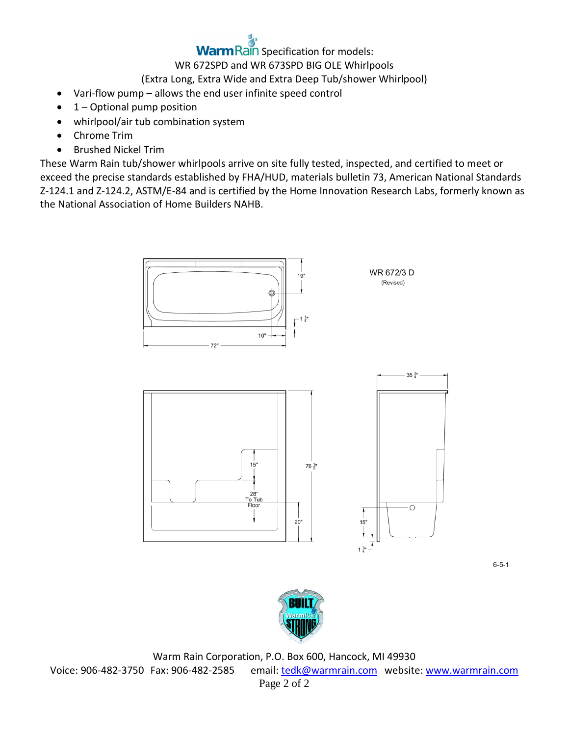WarmRain Specification for models:

WR 672SPD and WR 673SPD BIG OLE Whirlpools

(Extra Long, Extra Wide and Extra Deep Tub/shower Whirlpool)

- Vari-flow pump – allows the end user infinite speed control
- 1 – Optional pump position
- whirlpool/air tub combination system
- Chrome Trim
- Brushed Nickel Trim

These Warm Rain tub/shower whirlpools arrive on site fully tested, inspected, and certified to meet or exceed the precise standards established by FHA/HUD, materials bulletin 73, American National Standards Z-124.1 and Z-124.2, ASTM/E-84 and is certified by the Home Innovation Research Labs, formerly known as the National Association of Home Builders NAHB.

WR 672/3 D
(Revised)

19"
1 1/4"
10"
72"
35 3/4"
15"
28" To Tub Floor
76 1/2"
20"
15"
1 3/4"

6-5-1

Warm Rain Corporation, P.O. Box 600, Hancock, MI 49930

Voice: 906-482-3750 Fax: 906-482-2585 email: tedk@warmrain.com website: www.warmrain.com